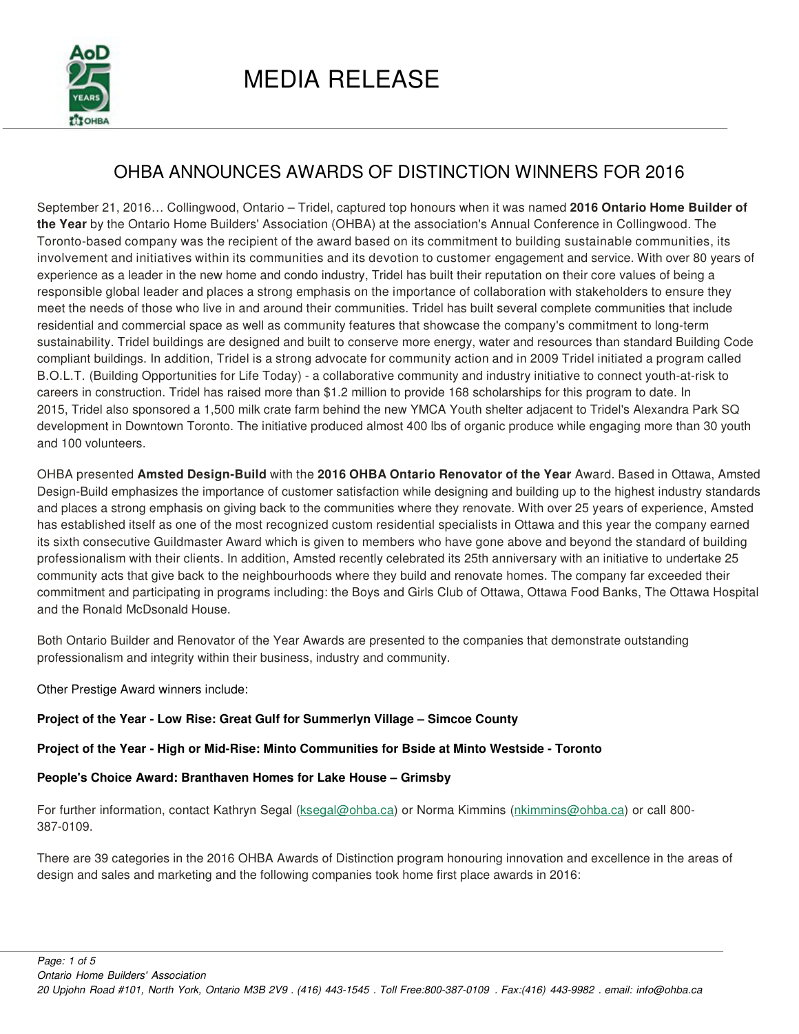# MEDIA RELEASE

## OHBA ANNOUNCES AWARDS OF DISTINCTION WINNERS FOR 2016

September 21, 2016… Collingwood, Ontario – Tridel, captured top honours when it was named **2016 Ontario Home Builder of the Year** by the Ontario Home Builders' Association (OHBA) at the association's Annual Conference in Collingwood. The Toronto-based company was the recipient of the award based on its commitment to building sustainable communities, its involvement and initiatives within its communities and its devotion to customer engagement and service. With over 80 years of experience as a leader in the new home and condo industry, Tridel has built their reputation on their core values of being a responsible global leader and places a strong emphasis on the importance of collaboration with stakeholders to ensure they meet the needs of those who live in and around their communities. Tridel has built several complete communities that include residential and commercial space as well as community features that showcase the company's commitment to long-term sustainability. Tridel buildings are designed and built to conserve more energy, water and resources than standard Building Code compliant buildings. In addition, Tridel is a strong advocate for community action and in 2009 Tridel initiated a program called B.O.L.T. (Building Opportunities for Life Today) - a collaborative community and industry initiative to connect youth-at-risk to careers in construction. Tridel has raised more than $1.2 million to provide 168 scholarships for this program to date. In 2015, Tridel also sponsored a 1,500 milk crate farm behind the new YMCA Youth shelter adjacent to Tridel's Alexandra Park SQ development in Downtown Toronto. The initiative produced almost 400 lbs of organic produce while engaging more than 30 youth and 100 volunteers.

OHBA presented **Amsted Design-Build** with the **2016 OHBA Ontario Renovator of the Year** Award. Based in Ottawa, Amsted Design-Build emphasizes the importance of customer satisfaction while designing and building up to the highest industry standards and places a strong emphasis on giving back to the communities where they renovate. With over 25 years of experience, Amsted has established itself as one of the most recognized custom residential specialists in Ottawa and this year the company earned its sixth consecutive Guildmaster Award which is given to members who have gone above and beyond the standard of building professionalism with their clients. In addition, Amsted recently celebrated its 25th anniversary with an initiative to undertake 25 community acts that give back to the neighbourhoods where they build and renovate homes. The company far exceeded their commitment and participating in programs including: the Boys and Girls Club of Ottawa, Ottawa Food Banks, The Ottawa Hospital and the Ronald McDsonald House.

Both Ontario Builder and Renovator of the Year Awards are presented to the companies that demonstrate outstanding professionalism and integrity within their business, industry and community.

Other Prestige Award winners include:

**Project of the Year - Low Rise: Great Gulf for Summerlyn Village – Simcoe County**

**Project of the Year - High or Mid-Rise: Minto Communities for Bside at Minto Westside - Toronto**

**People's Choice Award: Branthaven Homes for Lake House – Grimsby**

For further information, contact Kathryn Segal (ksegal@ohba.ca) or Norma Kimmins (nkimmins@ohba.ca) or call 800-387-0109.

There are 39 categories in the 2016 OHBA Awards of Distinction program honouring innovation and excellence in the areas of design and sales and marketing and the following companies took home first place awards in 2016: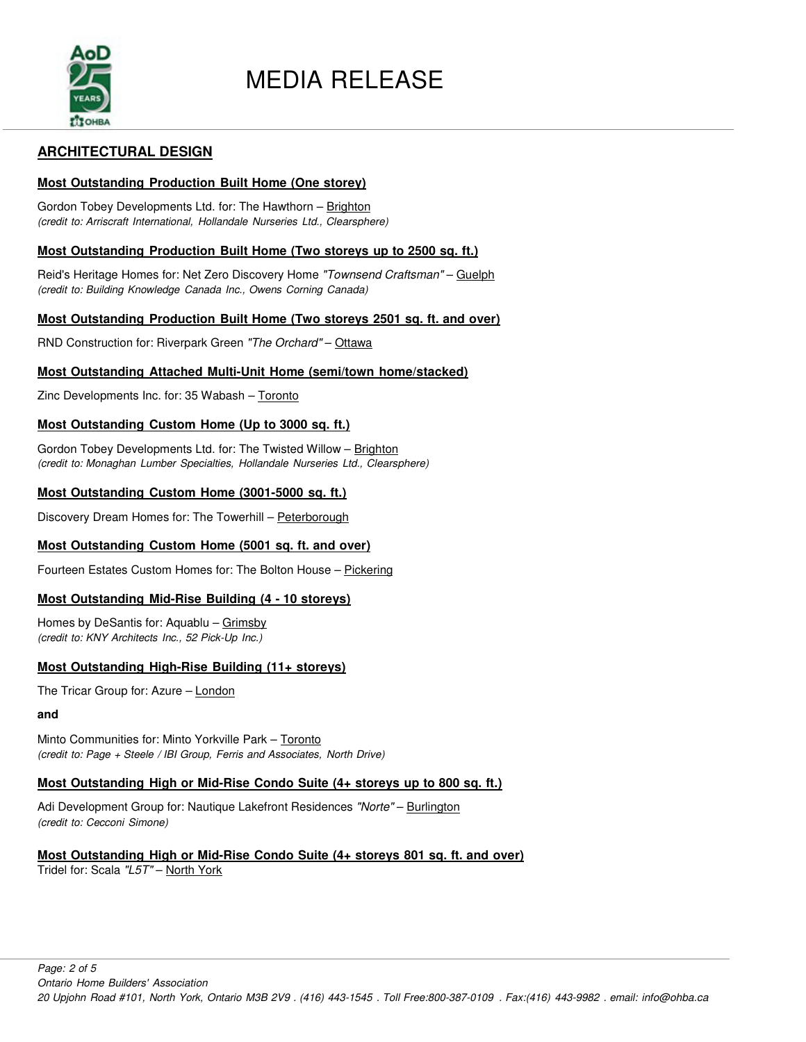# MEDIA RELEASE

## ARCHITECTURAL DESIGN

### Most Outstanding Production Built Home (One storey)

Gordon Tobey Developments Ltd. for: The Hawthorn – Brighton
*(credit to: Arriscraft International, Hollandale Nurseries Ltd., Clearsphere)*

### Most Outstanding Production Built Home (Two storeys up to 2500 sq. ft.)

Reid's Heritage Homes for: Net Zero Discovery Home *"Townsend Craftsman"* – Guelph
*(credit to: Building Knowledge Canada Inc., Owens Corning Canada)*

### Most Outstanding Production Built Home (Two storeys 2501 sq. ft. and over)

RND Construction for: Riverpark Green *"The Orchard"* – Ottawa

### Most Outstanding Attached Multi-Unit Home (semi/town home/stacked)

Zinc Developments Inc. for: 35 Wabash – Toronto

### Most Outstanding Custom Home (Up to 3000 sq. ft.)

Gordon Tobey Developments Ltd. for: The Twisted Willow – Brighton
*(credit to: Monaghan Lumber Specialties, Hollandale Nurseries Ltd., Clearsphere)*

### Most Outstanding Custom Home (3001-5000 sq. ft.)

Discovery Dream Homes for: The Towerhill – Peterborough

### Most Outstanding Custom Home (5001 sq. ft. and over)

Fourteen Estates Custom Homes for: The Bolton House – Pickering

### Most Outstanding Mid-Rise Building (4 - 10 storeys)

Homes by DeSantis for: Aquablu – Grimsby
*(credit to: KNY Architects Inc., 52 Pick-Up Inc.)*

### Most Outstanding High-Rise Building (11+ storeys)

The Tricar Group for: Azure – London

**and**

Minto Communities for: Minto Yorkville Park – Toronto
*(credit to: Page + Steele / IBI Group, Ferris and Associates, North Drive)*

### Most Outstanding High or Mid-Rise Condo Suite (4+ storeys up to 800 sq. ft.)

Adi Development Group for: Nautique Lakefront Residences *"Norte"* – Burlington
*(credit to: Cecconi Simone)*

### Most Outstanding High or Mid-Rise Condo Suite (4+ storeys 801 sq. ft. and over)

Tridel for: Scala *"L5T"* – North York

Ontario Home Builders' Association
20 Upjohn Road #101, North York, Ontario M3B 2V9 . (416) 443-1545 . Toll Free:800-387-0109 . Fax:(416) 443-9982 . email: info@ohba.ca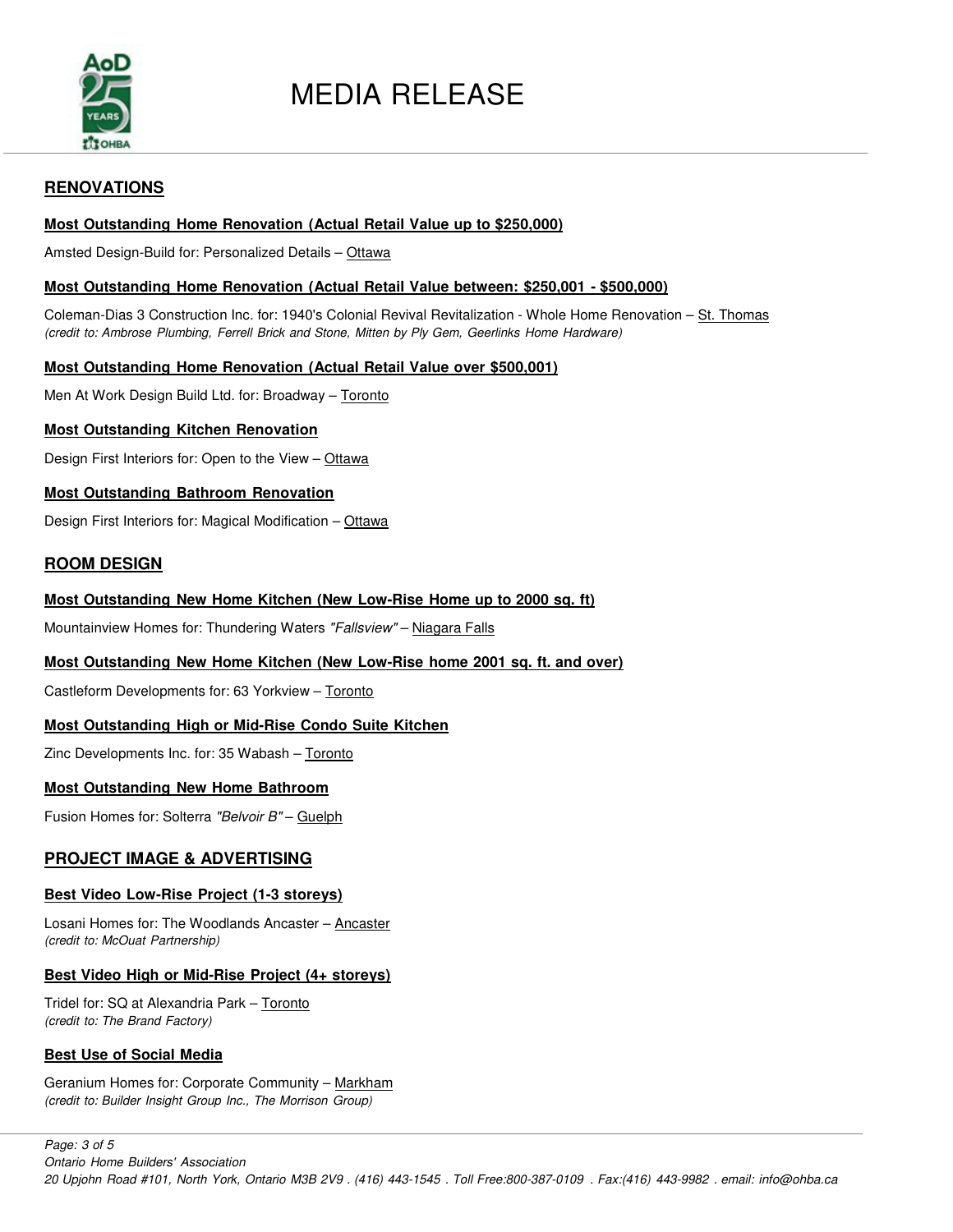# MEDIA RELEASE

## RENOVATIONS

### Most Outstanding Home Renovation (Actual Retail Value up to $250,000)

Amsted Design-Build for: Personalized Details – Ottawa

### Most Outstanding Home Renovation (Actual Retail Value between: $250,001 - $500,000)

Coleman-Dias 3 Construction Inc. for: 1940's Colonial Revival Revitalization - Whole Home Renovation – St. Thomas
*(credit to: Ambrose Plumbing, Ferrell Brick and Stone, Mitten by Ply Gem, Geerlinks Home Hardware)*

### Most Outstanding Home Renovation (Actual Retail Value over $500,001)

Men At Work Design Build Ltd. for: Broadway – Toronto

### Most Outstanding Kitchen Renovation

Design First Interiors for: Open to the View – Ottawa

### Most Outstanding Bathroom Renovation

Design First Interiors for: Magical Modification – Ottawa

## ROOM DESIGN

### Most Outstanding New Home Kitchen (New Low-Rise Home up to 2000 sq. ft)

Mountainview Homes for: Thundering Waters *"Fallsview"* – Niagara Falls

### Most Outstanding New Home Kitchen (New Low-Rise home 2001 sq. ft. and over)

Castleform Developments for: 63 Yorkview – Toronto

### Most Outstanding High or Mid-Rise Condo Suite Kitchen

Zinc Developments Inc. for: 35 Wabash – Toronto

### Most Outstanding New Home Bathroom

Fusion Homes for: Solterra *"Belvoir B"* – Guelph

## PROJECT IMAGE & ADVERTISING

### Best Video Low-Rise Project (1-3 storeys)

Losani Homes for: The Woodlands Ancaster – Ancaster
*(credit to: McOuat Partnership)*

### Best Video High or Mid-Rise Project (4+ storeys)

Tridel for: SQ at Alexandria Park – Toronto
*(credit to: The Brand Factory)*

### Best Use of Social Media

Geranium Homes for: Corporate Community – Markham
*(credit to: Builder Insight Group Inc., The Morrison Group)*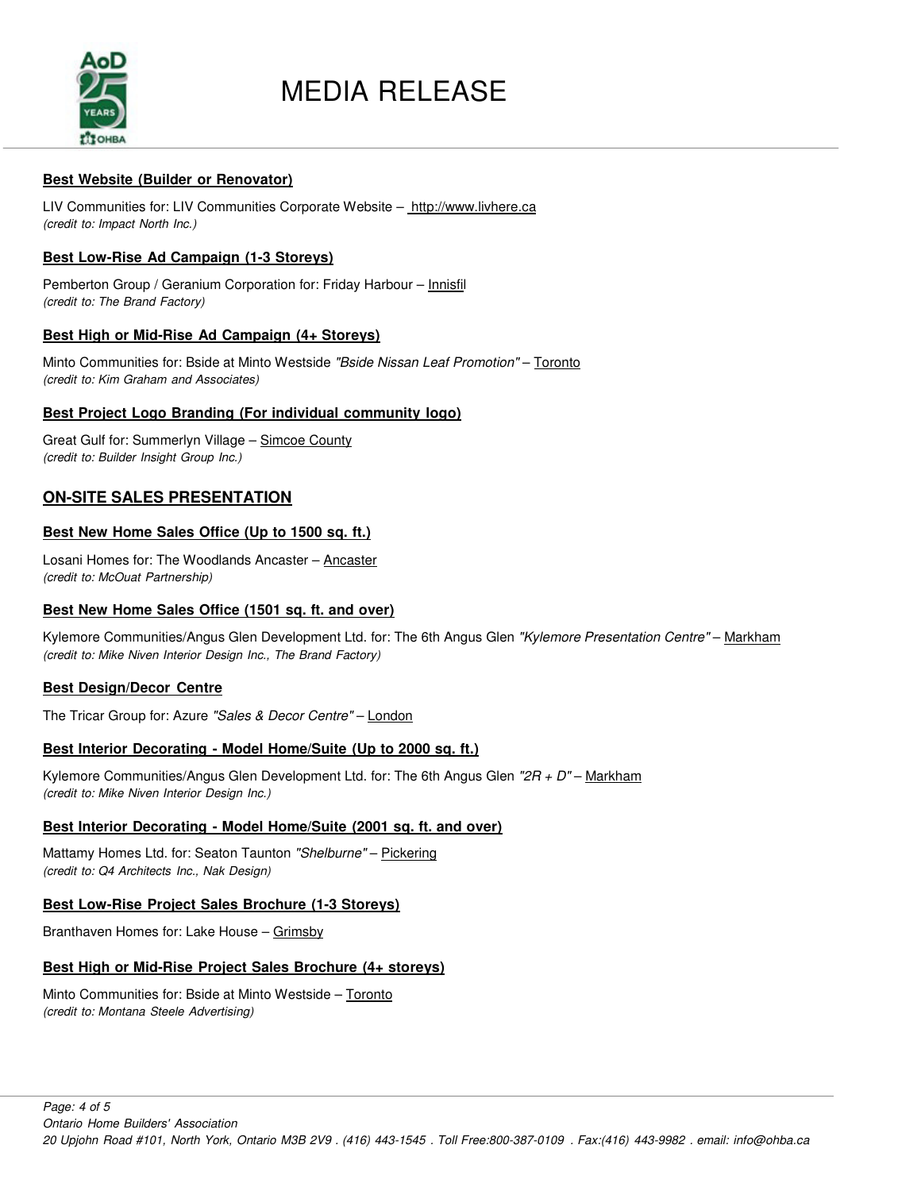**Best Website (Builder or Renovator)**

LIV Communities for: LIV Communities Corporate Website – http://www.livhere.ca
*(credit to: Impact North Inc.)*

**Best Low-Rise Ad Campaign (1-3 Storeys)**

Pemberton Group / Geranium Corporation for: Friday Harbour – Innisfil
*(credit to: The Brand Factory)*

**Best High or Mid-Rise Ad Campaign (4+ Storeys)**

Minto Communities for: Bside at Minto Westside *"Bside Nissan Leaf Promotion"* – Toronto
*(credit to: Kim Graham and Associates)*

**Best Project Logo Branding (For individual community logo)**

Great Gulf for: Summerlyn Village – Simcoe County
*(credit to: Builder Insight Group Inc.)*

## ON-SITE SALES PRESENTATION

**Best New Home Sales Office (Up to 1500 sq. ft.)**

Losani Homes for: The Woodlands Ancaster – Ancaster
*(credit to: McOuat Partnership)*

**Best New Home Sales Office (1501 sq. ft. and over)**

Kylemore Communities/Angus Glen Development Ltd. for: The 6th Angus Glen *"Kylemore Presentation Centre"* – Markham
*(credit to: Mike Niven Interior Design Inc., The Brand Factory)*

**Best Design/Decor Centre**

The Tricar Group for: Azure *"Sales & Decor Centre"* – London

**Best Interior Decorating - Model Home/Suite (Up to 2000 sq. ft.)**

Kylemore Communities/Angus Glen Development Ltd. for: The 6th Angus Glen *"2R + D"* – Markham
*(credit to: Mike Niven Interior Design Inc.)*

**Best Interior Decorating - Model Home/Suite (2001 sq. ft. and over)**

Mattamy Homes Ltd. for: Seaton Taunton *"Shelburne"* – Pickering
*(credit to: Q4 Architects Inc., Nak Design)*

**Best Low-Rise Project Sales Brochure (1-3 Storeys)**

Branthaven Homes for: Lake House – Grimsby

**Best High or Mid-Rise Project Sales Brochure (4+ storeys)**

Minto Communities for: Bside at Minto Westside – Toronto
*(credit to: Montana Steele Advertising)*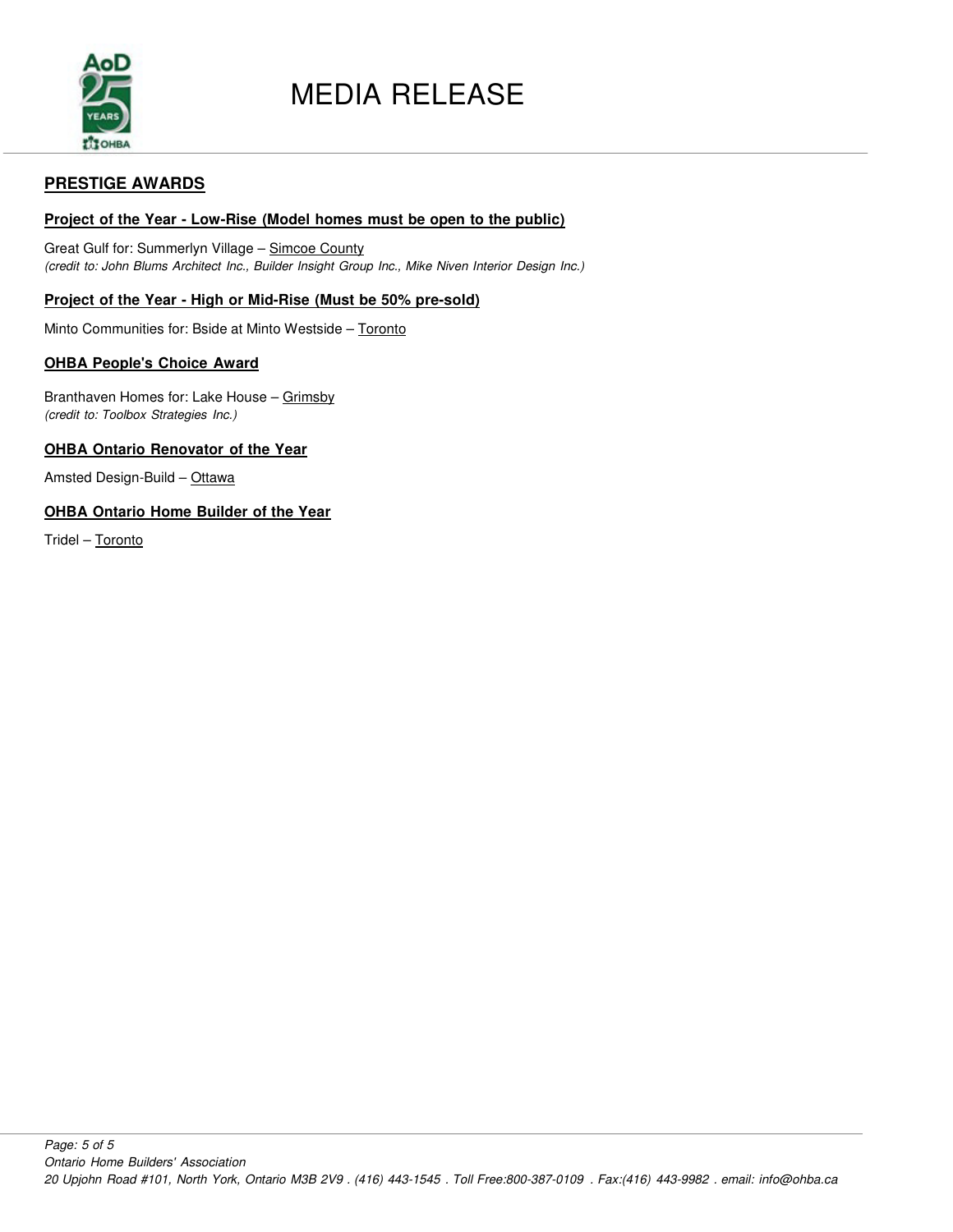# MEDIA RELEASE

## PRESTIGE AWARDS

### Project of the Year - Low-Rise (Model homes must be open to the public)

Great Gulf for: Summerlyn Village – Simcoe County
*(credit to: John Blums Architect Inc., Builder Insight Group Inc., Mike Niven Interior Design Inc.)*

### Project of the Year - High or Mid-Rise (Must be 50% pre-sold)

Minto Communities for: Bside at Minto Westside – Toronto

### OHBA People's Choice Award

Branthaven Homes for: Lake House – Grimsby
*(credit to: Toolbox Strategies Inc.)*

### OHBA Ontario Renovator of the Year

Amsted Design-Build – Ottawa

### OHBA Ontario Home Builder of the Year

Tridel – Toronto